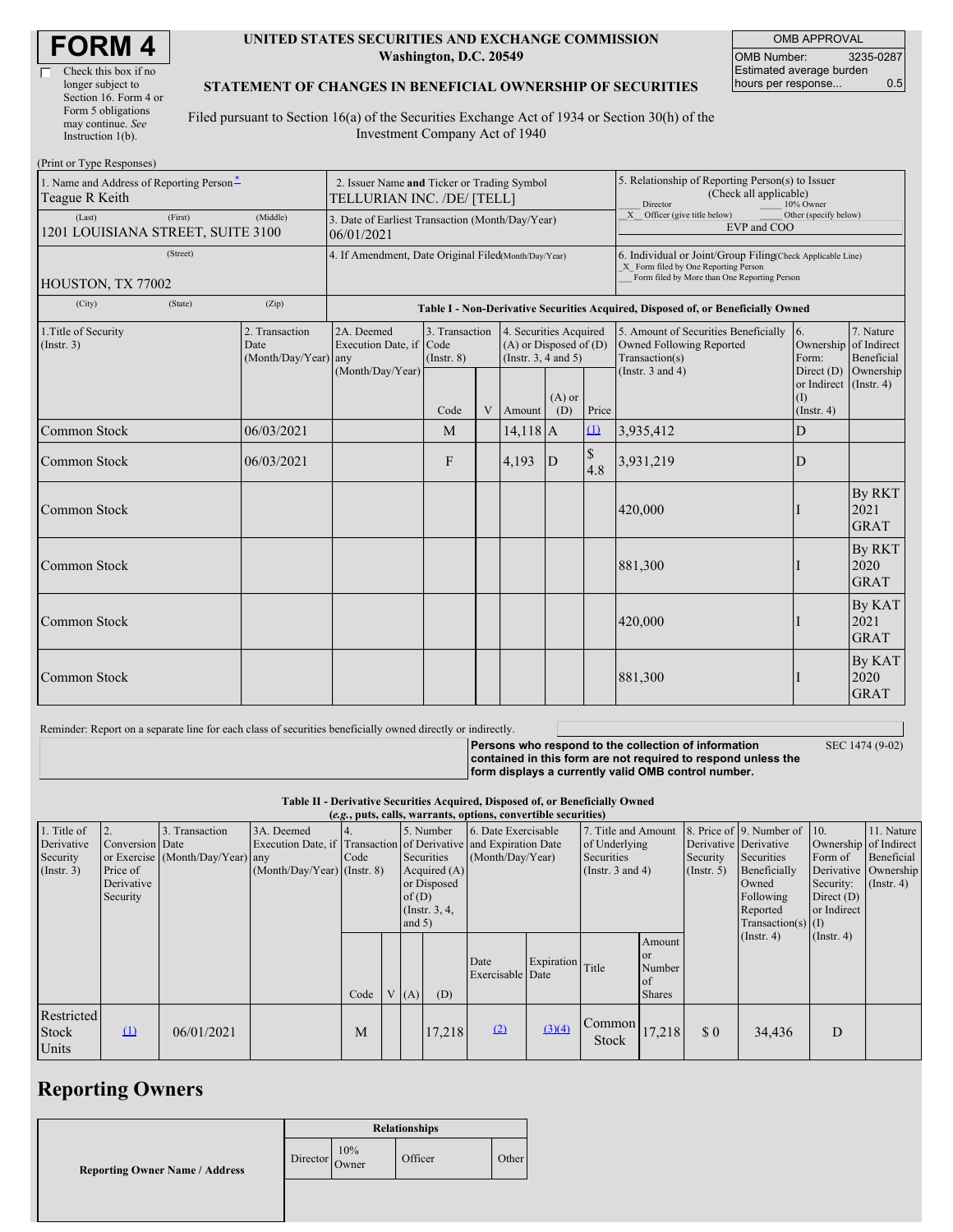# FORM 4

☐ Check this box if no longer subject to Section 16. Form 4 or Form 5 obligations may continue. *See* Instruction 1(b).

**UNITED STATES SECURITIES AND EXCHANGE COMMISSION**
**Washington, D.C. 20549**

**STATEMENT OF CHANGES IN BENEFICIAL OWNERSHIP OF SECURITIES**

Filed pursuant to Section 16(a) of the Securities Exchange Act of 1934 or Section 30(h) of the Investment Company Act of 1940

| OMB APPROVAL | |
|---|---|
| OMB Number: | 3235-0287 |
| Estimated average burden hours per response... | 0.5 |

(Print or Type Responses)

| | | |
|---|---|---|
| 1. Name and Address of Reporting Person*<br>Teague R Keith<br>(Last) (First) (Middle)<br>1201 LOUISIANA STREET, SUITE 3100<br>(Street)<br>HOUSTON, TX 77002<br>(City) (State) (Zip) | 2. Issuer Name **and** Ticker or Trading Symbol<br>TELLURIAN INC. /DE/ [TELL] | 5. Relationship of Reporting Person(s) to Issuer (Check all applicable)<br>\_\_ Director \_\_ 10% Owner<br>\_X\_ Officer (give title below) \_\_ Other (specify below)<br>EVP and COO |
| | 3. Date of Earliest Transaction (Month/Day/Year)<br>06/01/2021 | |
| | 4. If Amendment, Date Original Filed(Month/Day/Year) | 6. Individual or Joint/Group Filing(Check Applicable Line)<br>\_X\_ Form filed by One Reporting Person<br>\_\_ Form filed by More than One Reporting Person |

**Table I - Non-Derivative Securities Acquired, Disposed of, or Beneficially Owned**

| 1.Title of Security (Instr. 3) | 2. Transaction Date (Month/Day/Year) | 2A. Deemed Execution Date, if any (Month/Day/Year) | 3. Transaction Code (Instr. 8) Code | V | 4. Securities Acquired (A) or Disposed of (D) (Instr. 3, 4 and 5) Amount | (A) or (D) | Price | 5. Amount of Securities Beneficially Owned Following Reported Transaction(s) (Instr. 3 and 4) | 6. Ownership Form: Direct (D) or Indirect (I) (Instr. 4) | 7. Nature of Indirect Beneficial Ownership (Instr. 4) |
|---|---|---|---|---|---|---|---|---|---|---|
| Common Stock | 06/03/2021 | | M | | 14,118 | A | (1) | 3,935,412 | D | |
| Common Stock | 06/03/2021 | | F | | 4,193 | D | $ 4.8 | 3,931,219 | D | |
| Common Stock | | | | | | | | 420,000 | I | By RKT 2021 GRAT |
| Common Stock | | | | | | | | 881,300 | I | By RKT 2020 GRAT |
| Common Stock | | | | | | | | 420,000 | I | By KAT 2021 GRAT |
| Common Stock | | | | | | | | 881,300 | I | By KAT 2020 GRAT |

Reminder: Report on a separate line for each class of securities beneficially owned directly or indirectly.

**Persons who respond to the collection of information contained in this form are not required to respond unless the form displays a currently valid OMB control number.** SEC 1474 (9-02)

**Table II - Derivative Securities Acquired, Disposed of, or Beneficially Owned**
***(e.g.*, puts, calls, warrants, options, convertible securities)**

| 1. Title of Derivative Security (Instr. 3) | 2. Conversion or Exercise Price of Derivative Security | 3. Transaction Date (Month/Day/Year) | 3A. Deemed Execution Date, if any (Month/Day/Year) | 4. Transaction Code (Instr. 8) Code | V | 5. Number of Derivative Securities Acquired (A) or Disposed of (D) (Instr. 3, 4, and 5) (A) | (D) | 6. Date Exercisable and Expiration Date (Month/Day/Year) Date Exercisable | Expiration Date | 7. Title and Amount of Underlying Securities (Instr. 3 and 4) Title | Amount or Number of Shares | 8. Price of Derivative Security (Instr. 5) | 9. Number of Derivative Securities Beneficially Owned Following Reported Transaction(s) (Instr. 4) | 10. Ownership Form of Derivative Security: Direct (D) or Indirect (I) (Instr. 4) | 11. Nature of Indirect Beneficial Ownership (Instr. 4) |
|---|---|---|---|---|---|---|---|---|---|---|---|---|---|---|---|
| Restricted Stock Units | (1) | 06/01/2021 | | M | | | 17,218 | (2) | (3)(4) | Common Stock | 17,218 | $ 0 | 34,436 | D | |

## Reporting Owners

| Reporting Owner Name / Address | Relationships | | | |
|---|---|---|---|---|
| | Director | 10% Owner | Officer | Other |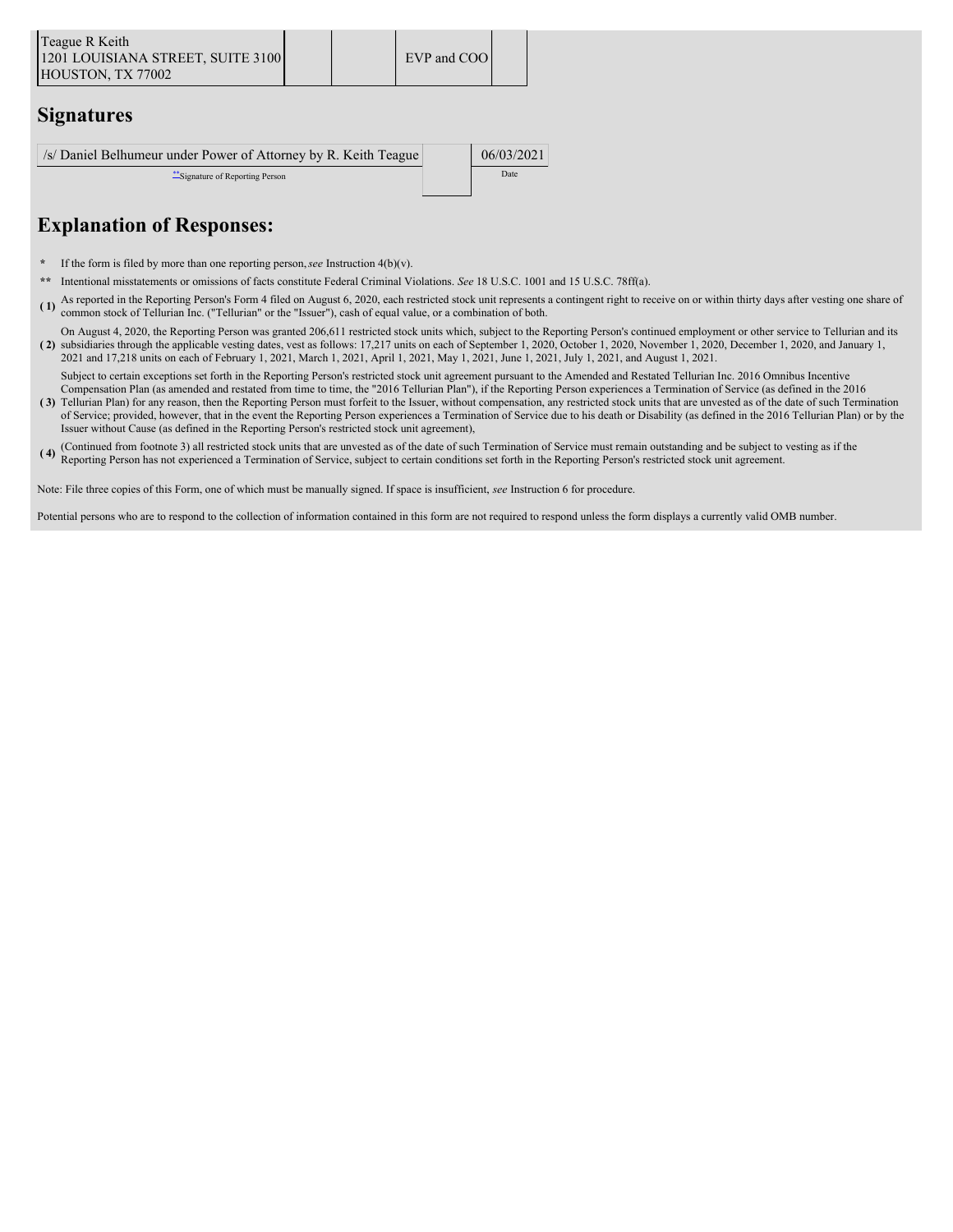| | | | | |
|---|---|---|---|---|
| Teague R Keith<br>1201 LOUISIANA STREET, SUITE 3100<br>HOUSTON, TX 77002 | | | EVP and COO | |

## Signatures

| | | |
|---|---|---|
| /s/ Daniel Belhumeur under Power of Attorney by R. Keith Teague | | 06/03/2021 |
| **Signature of Reporting Person | | Date |

## Explanation of Responses:

\* If the form is filed by more than one reporting person, *see* Instruction 4(b)(v).

** Intentional misstatements or omissions of facts constitute Federal Criminal Violations. *See* 18 U.S.C. 1001 and 15 U.S.C. 78ff(a).

(1) As reported in the Reporting Person's Form 4 filed on August 6, 2020, each restricted stock unit represents a contingent right to receive on or within thirty days after vesting one share of common stock of Tellurian Inc. ("Tellurian" or the "Issuer"), cash of equal value, or a combination of both.

(2) On August 4, 2020, the Reporting Person was granted 206,611 restricted stock units which, subject to the Reporting Person's continued employment or other service to Tellurian and its subsidiaries through the applicable vesting dates, vest as follows: 17,217 units on each of September 1, 2020, October 1, 2020, November 1, 2020, December 1, 2020, and January 1, 2021 and 17,218 units on each of February 1, 2021, March 1, 2021, April 1, 2021, May 1, 2021, June 1, 2021, July 1, 2021, and August 1, 2021.

(3) Subject to certain exceptions set forth in the Reporting Person's restricted stock unit agreement pursuant to the Amended and Restated Tellurian Inc. 2016 Omnibus Incentive Compensation Plan (as amended and restated from time to time, the "2016 Tellurian Plan"), if the Reporting Person experiences a Termination of Service (as defined in the 2016 Tellurian Plan) for any reason, then the Reporting Person must forfeit to the Issuer, without compensation, any restricted stock units that are unvested as of the date of such Termination of Service; provided, however, that in the event the Reporting Person experiences a Termination of Service due to his death or Disability (as defined in the 2016 Tellurian Plan) or by the Issuer without Cause (as defined in the Reporting Person's restricted stock unit agreement),

(4) (Continued from footnote 3) all restricted stock units that are unvested as of the date of such Termination of Service must remain outstanding and be subject to vesting as if the Reporting Person has not experienced a Termination of Service, subject to certain conditions set forth in the Reporting Person's restricted stock unit agreement.

Note: File three copies of this Form, one of which must be manually signed. If space is insufficient, *see* Instruction 6 for procedure.

Potential persons who are to respond to the collection of information contained in this form are not required to respond unless the form displays a currently valid OMB number.